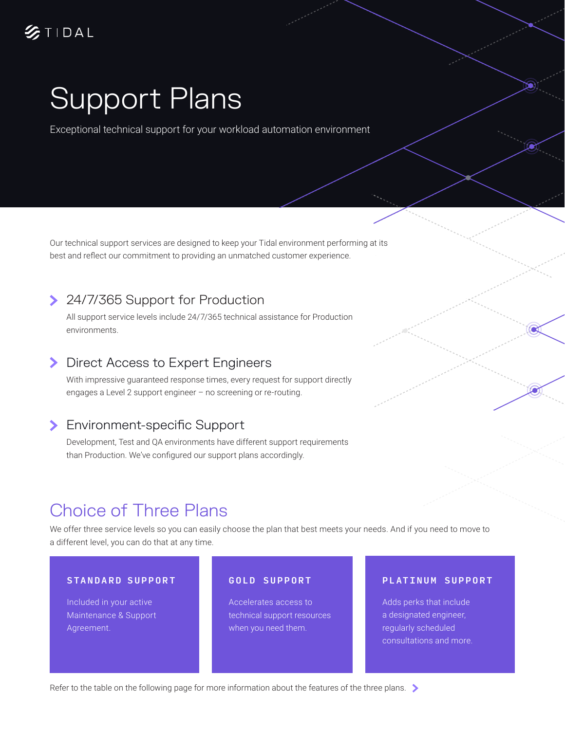TIDAL

# Support Plans

Exceptional technical support for your workload automation environment

Our technical support services are designed to keep your Tidal environment performing at its best and reflect our commitment to providing an unmatched customer experience.

### 24/7/365 Support for Production

All support service levels include 24/7/365 technical assistance for Production environments.

### Direct Access to Expert Engineers

With impressive guaranteed response times, every request for support directly engages a Level 2 support engineer – no screening or re-routing.

### Environment-specific Support

Development, Test and QA environments have different support requirements than Production. We've configured our support plans accordingly.

## Choice of Three Plans

We offer three service levels so you can easily choose the plan that best meets your needs. And if you need to move to a different level, you can do that at any time.

**STANDARD SUPPORT**

Included in your active Maintenance & Support Agreement.

**GOLD SUPPORT**

Accelerates access to technical support resources when you need them.

**PLATINUM SUPPORT**

Adds perks that include a designated engineer, regularly scheduled consultations and more.

Refer to the table on the following page for more information about the features of the three plans.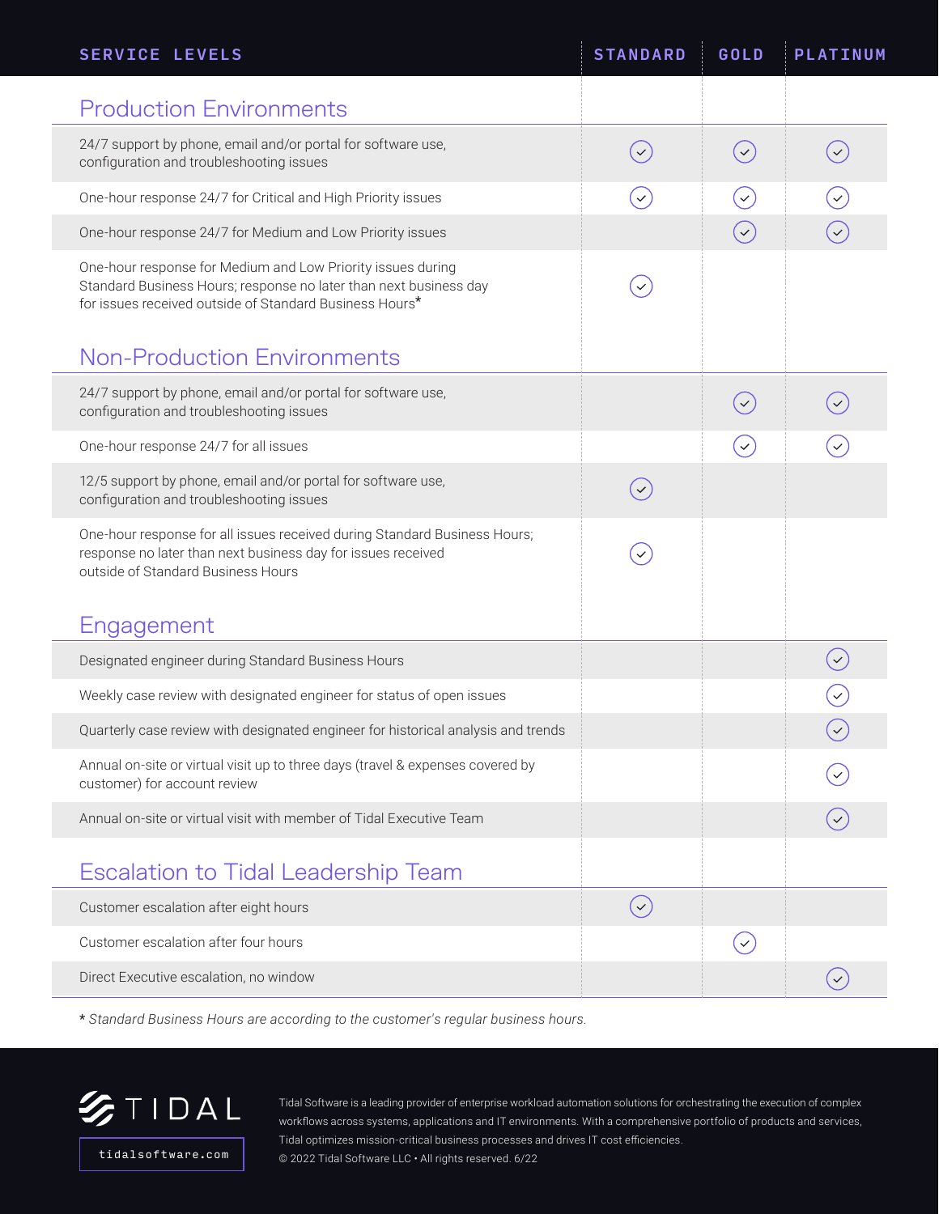| SERVICE LEVELS | STANDARD | GOLD | PLATINUM |
|---|---|---|---|
| **Production Environments** | | | |
| 24/7 support by phone, email and/or portal for software use, configuration and troubleshooting issues | ✓ | ✓ | ✓ |
| One-hour response 24/7 for Critical and High Priority issues | ✓ | ✓ | ✓ |
| One-hour response 24/7 for Medium and Low Priority issues | | ✓ | ✓ |
| One-hour response for Medium and Low Priority issues during Standard Business Hours; response no later than next business day for issues received outside of Standard Business Hours* | ✓ | | |
| **Non-Production Environments** | | | |
| 24/7 support by phone, email and/or portal for software use, configuration and troubleshooting issues | | ✓ | ✓ |
| One-hour response 24/7 for all issues | | ✓ | ✓ |
| 12/5 support by phone, email and/or portal for software use, configuration and troubleshooting issues | ✓ | | |
| One-hour response for all issues received during Standard Business Hours; response no later than next business day for issues received outside of Standard Business Hours | ✓ | | |
| **Engagement** | | | |
| Designated engineer during Standard Business Hours | | | ✓ |
| Weekly case review with designated engineer for status of open issues | | | ✓ |
| Quarterly case review with designated engineer for historical analysis and trends | | | ✓ |
| Annual on-site or virtual visit up to three days (travel & expenses covered by customer) for account review | | | ✓ |
| Annual on-site or virtual visit with member of Tidal Executive Team | | | ✓ |
| **Escalation to Tidal Leadership Team** | | | |
| Customer escalation after eight hours | ✓ | | |
| Customer escalation after four hours | | ✓ | |
| Direct Executive escalation, no window | | | ✓ |

\* *Standard Business Hours are according to the customer's regular business hours.*

TIDAL

tidalsoftware.com

Tidal Software is a leading provider of enterprise workload automation solutions for orchestrating the execution of complex workflows across systems, applications and IT environments. With a comprehensive portfolio of products and services, Tidal optimizes mission-critical business processes and drives IT cost efficiencies.

© 2022 Tidal Software LLC • All rights reserved. 6/22